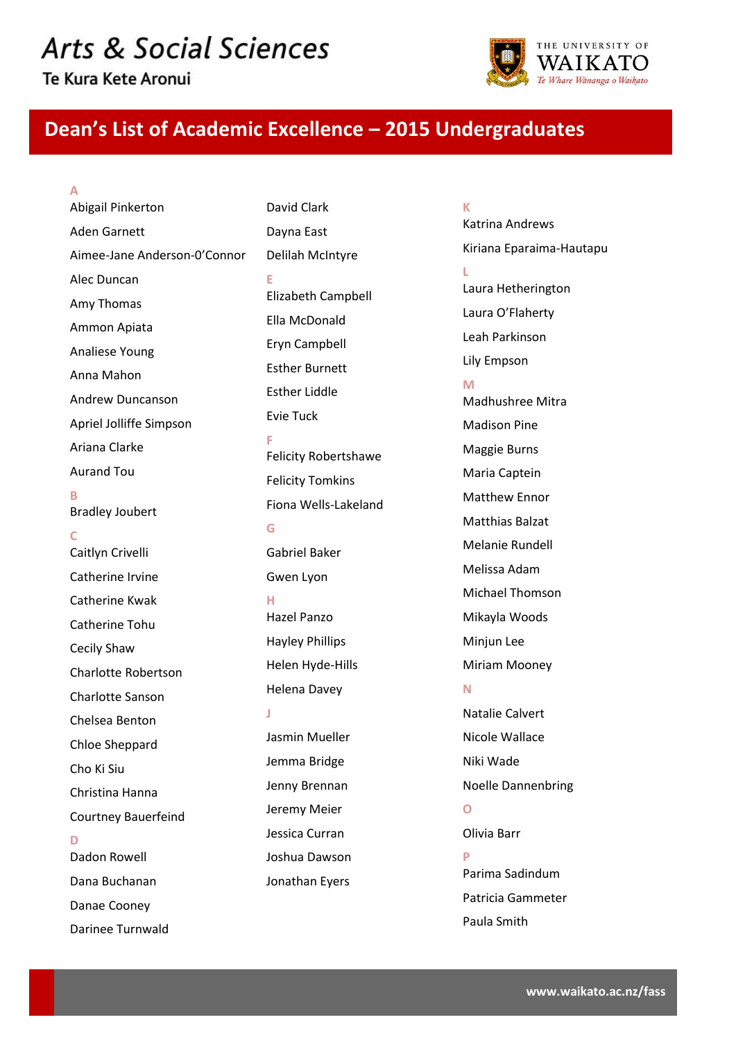# Arts & Social Sciences

Te Kura Kete Aronui

THE UNIVERSITY OF WAIKATO
*Te Whare Wānanga o Waikato*

## Dean's List of Academic Excellence – 2015 Undergraduates

### A
Abigail Pinkerton
Aden Garnett
Aimee-Jane Anderson-O'Connor
Alec Duncan
Amy Thomas
Ammon Apiata
Analiese Young
Anna Mahon
Andrew Duncanson
Apriel Jolliffe Simpson
Ariana Clarke
Aurand Tou

### B
Bradley Joubert

### C
Caitlyn Crivelli
Catherine Irvine
Catherine Kwak
Catherine Tohu
Cecily Shaw
Charlotte Robertson
Charlotte Sanson
Chelsea Benton
Chloe Sheppard
Cho Ki Siu
Christina Hanna
Courtney Bauerfeind

### D
Dadon Rowell
Dana Buchanan
Danae Cooney
Darinee Turnwald
David Clark
Dayna East
Delilah McIntyre

### E
Elizabeth Campbell
Ella McDonald
Eryn Campbell
Esther Burnett
Esther Liddle
Evie Tuck

### F
Felicity Robertshawe
Felicity Tomkins
Fiona Wells-Lakeland

### G
Gabriel Baker
Gwen Lyon

### H
Hazel Panzo
Hayley Phillips
Helen Hyde-Hills
Helena Davey

### J
Jasmin Mueller
Jemma Bridge
Jenny Brennan
Jeremy Meier
Jessica Curran
Joshua Dawson
Jonathan Eyers

### K
Katrina Andrews
Kiriana Eparaima-Hautapu

### L
Laura Hetherington
Laura O'Flaherty
Leah Parkinson
Lily Empson

### M
Madhushree Mitra
Madison Pine
Maggie Burns
Maria Captein
Matthew Ennor
Matthias Balzat
Melanie Rundell
Melissa Adam
Michael Thomson
Mikayla Woods
Minjun Lee
Miriam Mooney

### N
Natalie Calvert
Nicole Wallace
Niki Wade
Noelle Dannenbring

### O
Olivia Barr

### P
Parima Sadindum
Patricia Gammeter
Paula Smith

www.waikato.ac.nz/fass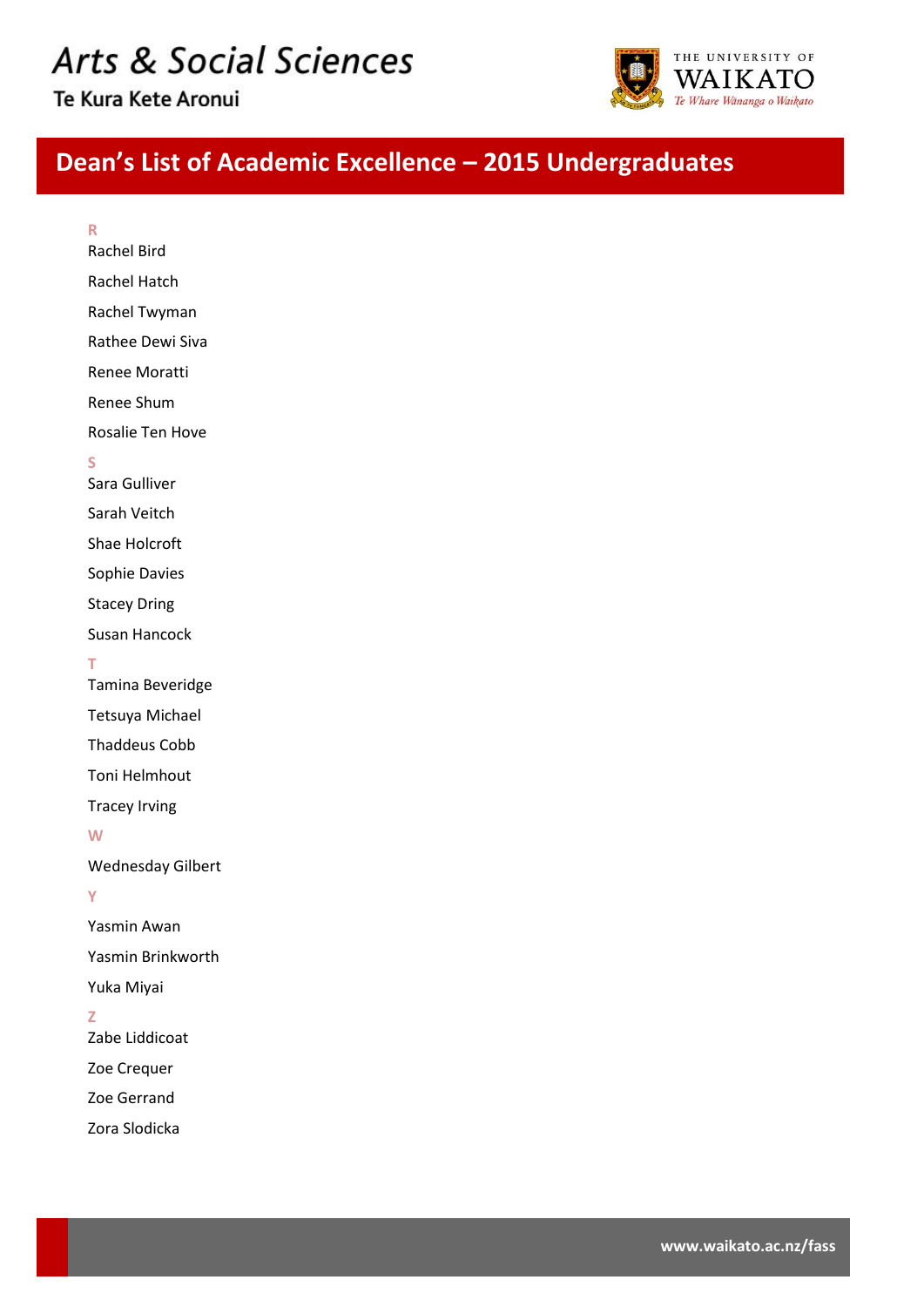# Arts & Social Sciences

Te Kura Kete Aronui

THE UNIVERSITY OF WAIKATO
Te Whare Wānanga o Waikato

## Dean's List of Academic Excellence – 2015 Undergraduates

**R**

Rachel Bird

Rachel Hatch

Rachel Twyman

Rathee Dewi Siva

Renee Moratti

Renee Shum

Rosalie Ten Hove

**S**

Sara Gulliver

Sarah Veitch

Shae Holcroft

Sophie Davies

Stacey Dring

Susan Hancock

**T**

Tamina Beveridge

Tetsuya Michael

Thaddeus Cobb

Toni Helmhout

Tracey Irving

**W**

Wednesday Gilbert

**Y**

Yasmin Awan

Yasmin Brinkworth

Yuka Miyai

**Z**

Zabe Liddicoat

Zoe Crequer

Zoe Gerrand

Zora Slodicka

www.waikato.ac.nz/fass